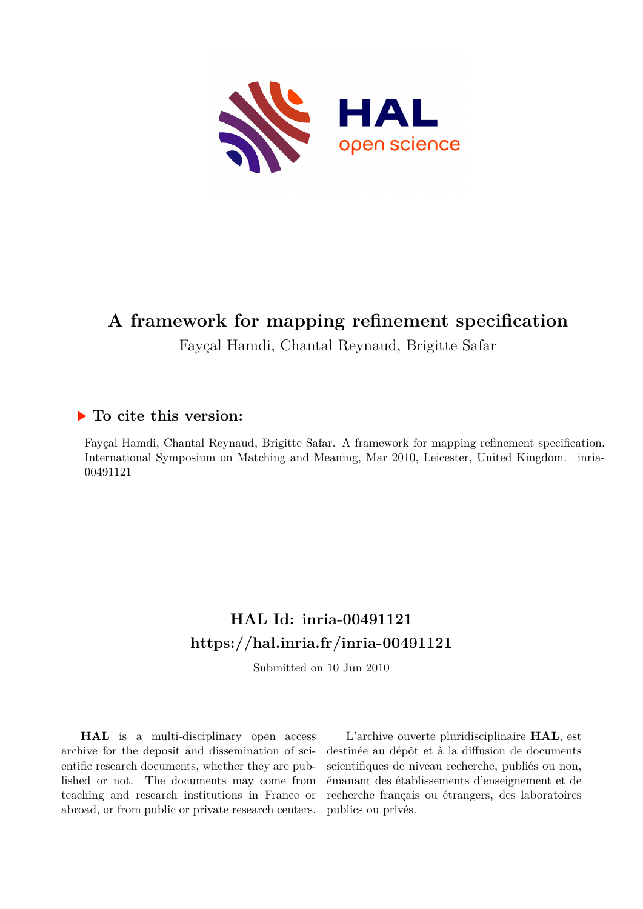# A framework for mapping refinement specification

Fayçal Hamdi, Chantal Reynaud, Brigitte Safar

## ▶ To cite this version:

Fayçal Hamdi, Chantal Reynaud, Brigitte Safar. A framework for mapping refinement specification. International Symposium on Matching and Meaning, Mar 2010, Leicester, United Kingdom. inria-00491121

## HAL Id: inria-00491121
## https://hal.inria.fr/inria-00491121

Submitted on 10 Jun 2010

**HAL** is a multi-disciplinary open access archive for the deposit and dissemination of scientific research documents, whether they are published or not. The documents may come from teaching and research institutions in France or abroad, or from public or private research centers.

L'archive ouverte pluridisciplinaire **HAL**, est destinée au dépôt et à la diffusion de documents scientifiques de niveau recherche, publiés ou non, émanant des établissements d'enseignement et de recherche français ou étrangers, des laboratoires publics ou privés.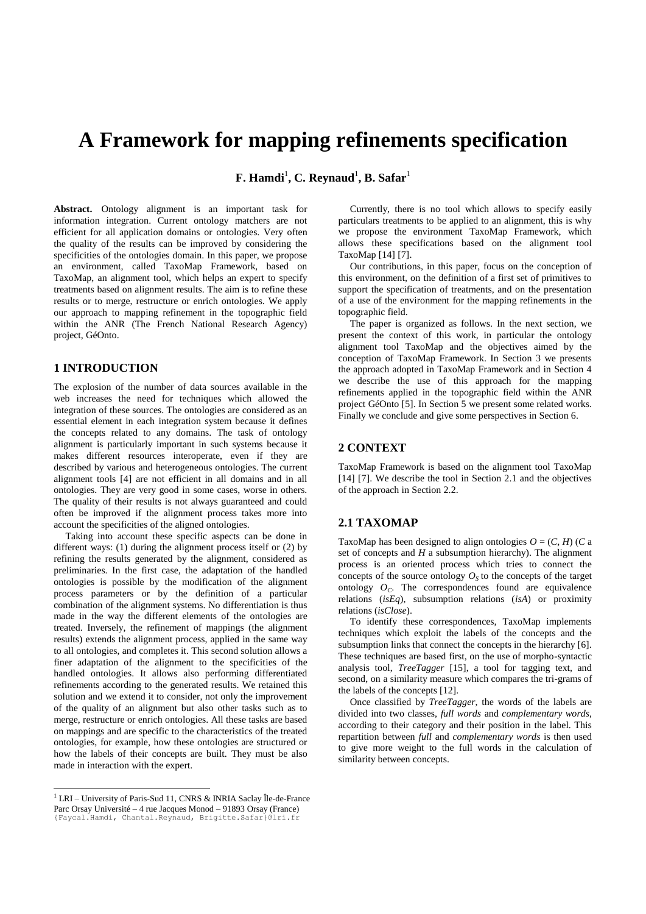# A Framework for mapping refinements specification

**F. Hamdi[1], C. Reynaud[1], B. Safar[1]**

**Abstract.** Ontology alignment is an important task for information integration. Current ontology matchers are not efficient for all application domains or ontologies. Very often the quality of the results can be improved by considering the specificities of the ontologies domain. In this paper, we propose an environment, called TaxoMap Framework, based on TaxoMap, an alignment tool, which helps an expert to specify treatments based on alignment results. The aim is to refine these results or to merge, restructure or enrich ontologies. We apply our approach to mapping refinement in the topographic field within the ANR (The French National Research Agency) project, GéOnto.

## 1 INTRODUCTION

The explosion of the number of data sources available in the web increases the need for techniques which allowed the integration of these sources. The ontologies are considered as an essential element in each integration system because it defines the concepts related to any domains. The task of ontology alignment is particularly important in such systems because it makes different resources interoperate, even if they are described by various and heterogeneous ontologies. The current alignment tools [4] are not efficient in all domains and in all ontologies. They are very good in some cases, worse in others. The quality of their results is not always guaranteed and could often be improved if the alignment process takes more into account the specificities of the aligned ontologies.

Taking into account these specific aspects can be done in different ways: (1) during the alignment process itself or (2) by refining the results generated by the alignment, considered as preliminaries. In the first case, the adaptation of the handled ontologies is possible by the modification of the alignment process parameters or by the definition of a particular combination of the alignment systems. No differentiation is thus made in the way the different elements of the ontologies are treated. Inversely, the refinement of mappings (the alignment results) extends the alignment process, applied in the same way to all ontologies, and completes it. This second solution allows a finer adaptation of the alignment to the specificities of the handled ontologies. It allows also performing differentiated refinements according to the generated results. We retained this solution and we extend it to consider, not only the improvement of the quality of an alignment but also other tasks such as to merge, restructure or enrich ontologies. All these tasks are based on mappings and are specific to the characteristics of the treated ontologies, for example, how these ontologies are structured or how the labels of their concepts are built. They must be also made in interaction with the expert.

Currently, there is no tool which allows to specify easily particulars treatments to be applied to an alignment, this is why we propose the environment TaxoMap Framework, which allows these specifications based on the alignment tool TaxoMap [14] [7].

Our contributions, in this paper, focus on the conception of this environment, on the definition of a first set of primitives to support the specification of treatments, and on the presentation of a use of the environment for the mapping refinements in the topographic field.

The paper is organized as follows. In the next section, we present the context of this work, in particular the ontology alignment tool TaxoMap and the objectives aimed by the conception of TaxoMap Framework. In Section 3 we presents the approach adopted in TaxoMap Framework and in Section 4 we describe the use of this approach for the mapping refinements applied in the topographic field within the ANR project GéOnto [5]. In Section 5 we present some related works. Finally we conclude and give some perspectives in Section 6.

## 2 CONTEXT

TaxoMap Framework is based on the alignment tool TaxoMap [14] [7]. We describe the tool in Section 2.1 and the objectives of the approach in Section 2.2.

## 2.1 TAXOMAP

TaxoMap has been designed to align ontologies $O = (C, H)$ ($C$ a set of concepts and $H$ a subsumption hierarchy). The alignment process is an oriented process which tries to connect the concepts of the source ontology $O_S$ to the concepts of the target ontology $O_C$. The correspondences found are equivalence relations (*isEq*), subsumption relations (*isA*) or proximity relations (*isClose*).

To identify these correspondences, TaxoMap implements techniques which exploit the labels of the concepts and the subsumption links that connect the concepts in the hierarchy [6]. These techniques are based first, on the use of morpho-syntactic analysis tool, *TreeTagger* [15], a tool for tagging text, and second, on a similarity measure which compares the tri-grams of the labels of the concepts [12].

Once classified by *TreeTagger*, the words of the labels are divided into two classes, *full words* and *complementary words*, according to their category and their position in the label. This repartition between *full* and *complementary words* is then used to give more weight to the full words in the calculation of similarity between concepts.

[1] LRI – University of Paris-Sud 11, CNRS & INRIA Saclay Île-de-France Parc Orsay Université – 4 rue Jacques Monod – 91893 Orsay (France) {Faycal.Hamdi, Chantal.Reynaud, Brigitte.Safar}@lri.fr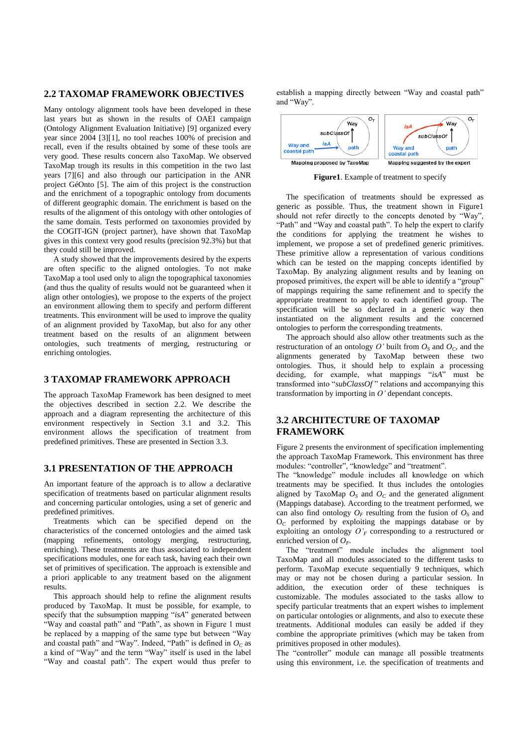## 2.2 TAXOMAP FRAMEWORK OBJECTIVES

Many ontology alignment tools have been developed in these last years but as shown in the results of OAEI campaign (Ontology Alignment Evaluation Initiative) [9] organized every year since 2004 [3][1], no tool reaches 100% of precision and recall, even if the results obtained by some of these tools are very good. These results concern also TaxoMap. We observed TaxoMap trough its results in this competition in the two last years [7][6] and also through our participation in the ANR project GéOnto [5]. The aim of this project is the construction and the enrichment of a topographic ontology from documents of different geographic domain. The enrichment is based on the results of the alignment of this ontology with other ontologies of the same domain. Tests performed on taxonomies provided by the COGIT-IGN (project partner), have shown that TaxoMap gives in this context very good results (precision 92.3%) but that they could still be improved.

A study showed that the improvements desired by the experts are often specific to the aligned ontologies. To not make TaxoMap a tool used only to align the topographical taxonomies (and thus the quality of results would not be guaranteed when it align other ontologies), we propose to the experts of the project an environment allowing them to specify and perform different treatments. This environment will be used to improve the quality of an alignment provided by TaxoMap, but also for any other treatment based on the results of an alignment between ontologies, such treatments of merging, restructuring or enriching ontologies.

## 3 TAXOMAP FRAMEWORK APPROACH

The approach TaxoMap Framework has been designed to meet the objectives described in section 2.2. We describe the approach and a diagram representing the architecture of this environment respectively in Section 3.1 and 3.2. This environment allows the specification of treatment from predefined primitives. These are presented in Section 3.3.

## 3.1 PRESENTATION OF THE APPROACH

An important feature of the approach is to allow a declarative specification of treatments based on particular alignment results and concerning particular ontologies, using a set of generic and predefined primitives.

Treatments which can be specified depend on the characteristics of the concerned ontologies and the aimed task (mapping refinements, ontology merging, restructuring, enriching). These treatments are thus associated to independent specifications modules, one for each task, having each their own set of primitives of specification. The approach is extensible and a priori applicable to any treatment based on the alignment results.

This approach should help to refine the alignment results produced by TaxoMap. It must be possible, for example, to specify that the subsumption mapping "*isA*" generated between "Way and coastal path" and "Path", as shown in Figure 1 must be replaced by a mapping of the same type but between "Way and coastal path" and "Way". Indeed, "Path" is defined in $O_C$ as a kind of "Way" and the term "Way" itself is used in the label "Way and coastal path". The expert would thus prefer to establish a mapping directly between "Way and coastal path" and "Way".

**Figure1**. Example of treatment to specify

The specification of treatments should be expressed as generic as possible. Thus, the treatment shown in Figure1 should not refer directly to the concepts denoted by "Way", "Path" and "Way and coastal path". To help the expert to clarify the conditions for applying the treatment he wishes to implement, we propose a set of predefined generic primitives. These primitive allow a representation of various conditions which can be tested on the mapping concepts identified by TaxoMap. By analyzing alignment results and by leaning on proposed primitives, the expert will be able to identify a "group" of mappings requiring the same refinement and to specify the appropriate treatment to apply to each identified group. The specification will be so declared in a generic way then instantiated on the alignment results and the concerned ontologies to perform the corresponding treatments.

The approach should also allow other treatments such as the restructuration of an ontology $O'$ built from $O_S$ and $O_C$, and the alignments generated by TaxoMap between these two ontologies. Thus, it should help to explain a processing deciding, for example, what mappings "*isA*" must be transformed into "*subClassOf*" relations and accompanying this transformation by importing in $O'$ dependant concepts.

## 3.2 ARCHITECTURE OF TAXOMAP FRAMEWORK

Figure 2 presents the environment of specification implementing the approach TaxoMap Framework. This environment has three modules: "controller", "knowledge" and "treatment".

The "knowledge" module includes all knowledge on which treatments may be specified. It thus includes the ontologies aligned by TaxoMap $O_S$ and $O_C$ and the generated alignment (Mappings database). According to the treatment performed, we can also find ontology $O_F$ resulting from the fusion of $O_S$ and $O_C$ performed by exploiting the mappings database or by exploiting an ontology $O'_F$ corresponding to a restructured or enriched version of $O_F$.

The "treatment" module includes the alignment tool TaxoMap and all modules associated to the different tasks to perform. TaxoMap execute sequentially 9 techniques, which may or may not be chosen during a particular session. In addition, the execution order of these techniques is customizable. The modules associated to the tasks allow to specify particular treatments that an expert wishes to implement on particular ontologies or alignments, and also to execute these treatments. Additional modules can easily be added if they combine the appropriate primitives (which may be taken from primitives proposed in other modules).

The "controller" module can manage all possible treatments using this environment, i.e. the specification of treatments and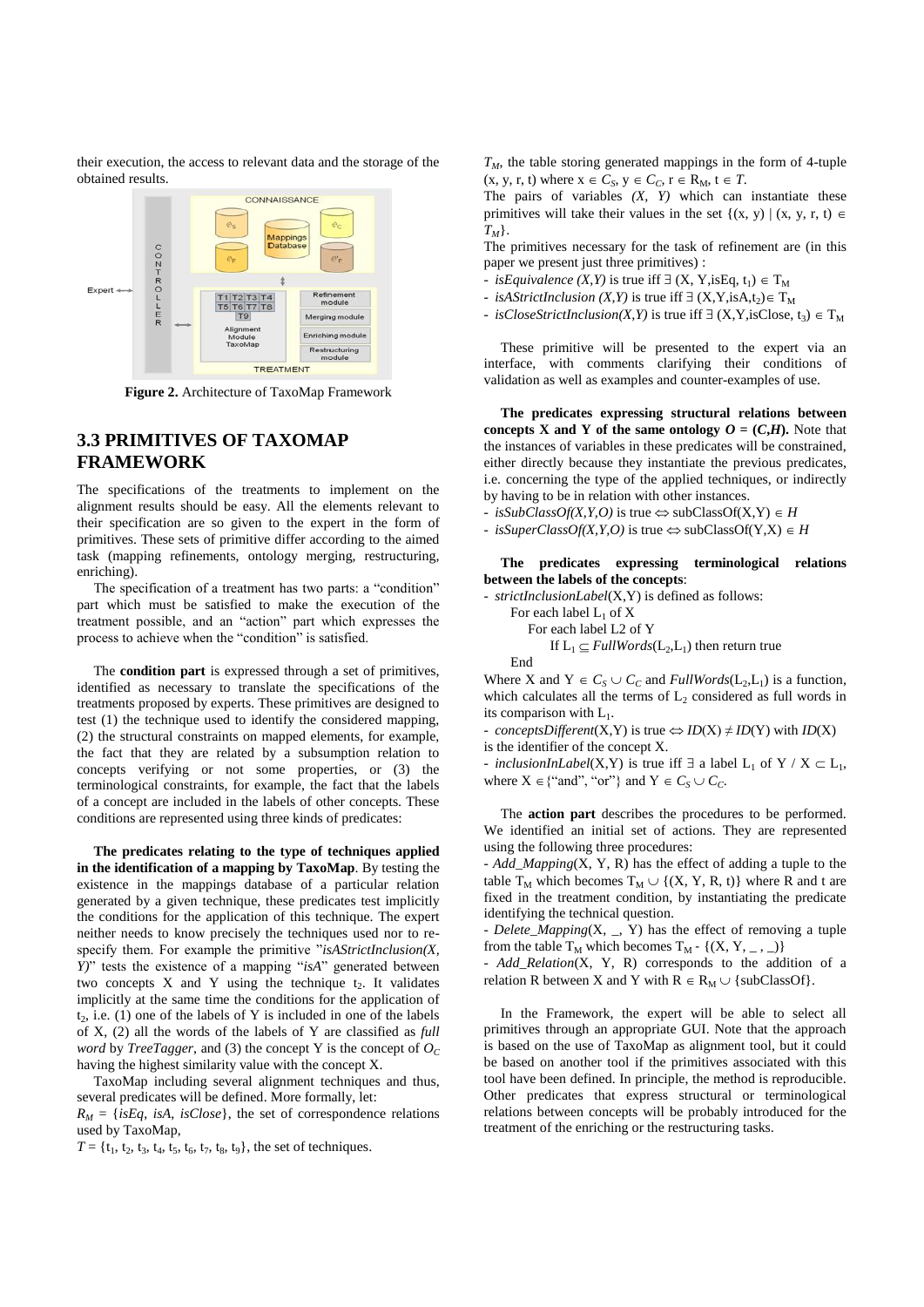their execution, the access to relevant data and the storage of the obtained results.

**Figure 2.** Architecture of TaxoMap Framework

## 3.3 PRIMITIVES OF TAXOMAP FRAMEWORK

The specifications of the treatments to implement on the alignment results should be easy. All the elements relevant to their specification are so given to the expert in the form of primitives. These sets of primitive differ according to the aimed task (mapping refinements, ontology merging, restructuring, enriching).

The specification of a treatment has two parts: a "condition" part which must be satisfied to make the execution of the treatment possible, and an "action" part which expresses the process to achieve when the "condition" is satisfied.

The **condition part** is expressed through a set of primitives, identified as necessary to translate the specifications of the treatments proposed by experts. These primitives are designed to test (1) the technique used to identify the considered mapping, (2) the structural constraints on mapped elements, for example, the fact that they are related by a subsumption relation to concepts verifying or not some properties, or (3) the terminological constraints, for example, the fact that the labels of a concept are included in the labels of other concepts. These conditions are represented using three kinds of predicates:

**The predicates relating to the type of techniques applied in the identification of a mapping by TaxoMap**. By testing the existence in the mappings database of a particular relation generated by a given technique, these predicates test implicitly the conditions for the application of this technique. The expert neither needs to know precisely the techniques used nor to re-specify them. For example the primitive "*isAStrictInclusion(X, Y)*" tests the existence of a mapping "*isA*" generated between two concepts X and Y using the technique $t_2$. It validates implicitly at the same time the conditions for the application of $t_2$, i.e. (1) one of the labels of Y is included in one of the labels of X, (2) all the words of the labels of Y are classified as *full word* by *TreeTagger*, and (3) the concept Y is the concept of $O_C$ having the highest similarity value with the concept X.

TaxoMap including several alignment techniques and thus, several predicates will be defined. More formally, let:

$R_M$ = {*isEq*, *isA*, *isClose*}, the set of correspondence relations used by TaxoMap,

$T = \{t_1, t_2, t_3, t_4, t_5, t_6, t_7, t_8, t_9\}$, the set of techniques.

$T_M$, the table storing generated mappings in the form of 4-tuple (x, y, r, t) where $x \in C_S$, $y \in C_C$, $r \in R_M$, $t \in T$.

The pairs of variables *(X, Y)* which can instantiate these primitives will take their values in the set $\{(x, y) \mid (x, y, r, t) \in T_M\}$.

The primitives necessary for the task of refinement are (in this paper we present just three primitives) :

- *isEquivalence (X,Y)* is true iff $\exists$ (X, Y,isEq, $t_1$) $\in T_M$
- *isAStrictInclusion (X,Y)* is true iff $\exists$ (X,Y,isA,$t_2$)$\in T_M$
- *isCloseStrictInclusion(X,Y)* is true iff $\exists$ (X,Y,isClose, $t_3$) $\in T_M$

These primitive will be presented to the expert via an interface, with comments clarifying their conditions of validation as well as examples and counter-examples of use.

**The predicates expressing structural relations between concepts X and Y of the same ontology $O$ = ($C$,$H$).** Note that the instances of variables in these predicates will be constrained, either directly because they instantiate the previous predicates, i.e. concerning the type of the applied techniques, or indirectly by having to be in relation with other instances.

- *isSubClassOf(X,Y,O)* is true $\Leftrightarrow$ subClassOf(X,Y) $\in H$
- *isSuperClassOf(X,Y,O)* is true $\Leftrightarrow$ subClassOf(Y,X) $\in H$

**The predicates expressing terminological relations between the labels of the concepts**:

- *strictInclusionLabel*(X,Y) is defined as follows:

```
For each label L1 of X
    For each label L2 of Y
        If L1 ⊆ FullWords(L2,L1) then return true
End
```

Where X and Y $\in C_S \cup C_C$ and *FullWords*($L_2$,$L_1$) is a function, which calculates all the terms of $L_2$ considered as full words in its comparison with $L_1$.

- *conceptsDifferent*(X,Y) is true $\Leftrightarrow$ *ID*(X) $\neq$ *ID*(Y) with *ID*(X) is the identifier of the concept X.
- *inclusionInLabel*(X,Y) is true iff $\exists$ a label $L_1$ of Y / X $\subset L_1$, where X $\in$ {"and", "or"} and Y $\in C_S \cup C_C$.

The **action part** describes the procedures to be performed. We identified an initial set of actions. They are represented using the following three procedures:

- *Add_Mapping*(X, Y, R) has the effect of adding a tuple to the table $T_M$ which becomes $T_M \cup$ {(X, Y, R, t)} where R and t are fixed in the treatment condition, by instantiating the predicate identifying the technical question.
- *Delete_Mapping*(X, _, Y) has the effect of removing a tuple from the table $T_M$ which becomes $T_M$ - {(X, Y, _ , _)}
- *Add_Relation*(X, Y, R) corresponds to the addition of a relation R between X and Y with R $\in R_M \cup$ {subClassOf}.

In the Framework, the expert will be able to select all primitives through an appropriate GUI. Note that the approach is based on the use of TaxoMap as alignment tool, but it could be based on another tool if the primitives associated with this tool have been defined. In principle, the method is reproducible. Other predicates that express structural or terminological relations between concepts will be probably introduced for the treatment of the enriching or the restructuring tasks.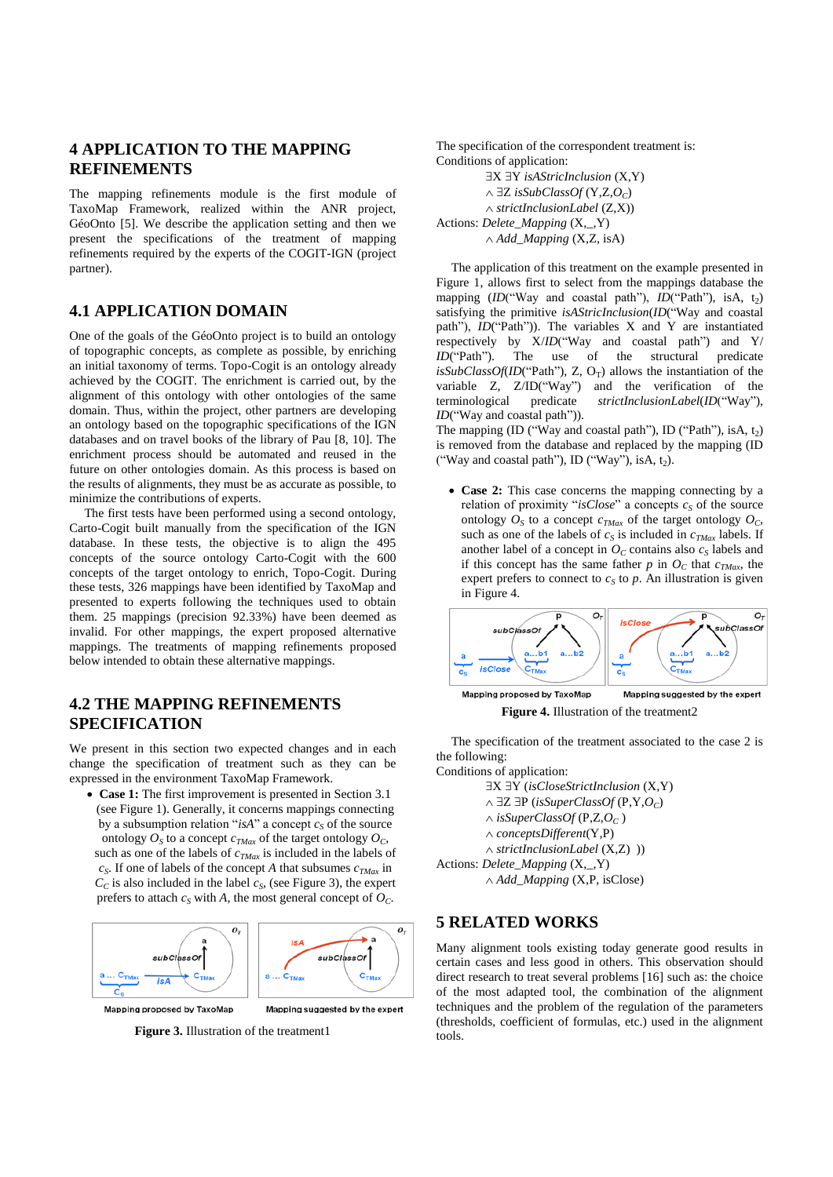# 4 APPLICATION TO THE MAPPING REFINEMENTS

The mapping refinements module is the first module of TaxoMap Framework, realized within the ANR project, GéoOnto [5]. We describe the application setting and then we present the specifications of the treatment of mapping refinements required by the experts of the COGIT-IGN (project partner).

## 4.1 APPLICATION DOMAIN

One of the goals of the GéoOnto project is to build an ontology of topographic concepts, as complete as possible, by enriching an initial taxonomy of terms. Topo-Cogit is an ontology already achieved by the COGIT. The enrichment is carried out, by the alignment of this ontology with other ontologies of the same domain. Thus, within the project, other partners are developing an ontology based on the topographic specifications of the IGN databases and on travel books of the library of Pau [8, 10]. The enrichment process should be automated and reused in the future on other ontologies domain. As this process is based on the results of alignments, they must be as accurate as possible, to minimize the contributions of experts.

The first tests have been performed using a second ontology, Carto-Cogit built manually from the specification of the IGN database. In these tests, the objective is to align the 495 concepts of the source ontology Carto-Cogit with the 600 concepts of the target ontology to enrich, Topo-Cogit. During these tests, 326 mappings have been identified by TaxoMap and presented to experts following the techniques used to obtain them. 25 mappings (precision 92.33%) have been deemed as invalid. For other mappings, the expert proposed alternative mappings. The treatments of mapping refinements proposed below intended to obtain these alternative mappings.

## 4.2 THE MAPPING REFINEMENTS SPECIFICATION

We present in this section two expected changes and in each change the specification of treatment such as they can be expressed in the environment TaxoMap Framework.

- **Case 1:** The first improvement is presented in Section 3.1 (see Figure 1). Generally, it concerns mappings connecting by a subsumption relation "*isA*" a concept $c_S$ of the source ontology $O_S$ to a concept $c_{TMax}$ of the target ontology $O_C$, such as one of the labels of $c_{TMax}$ is included in the labels of $c_S$. If one of labels of the concept *A* that subsumes $c_{TMax}$ in $C_C$ is also included in the label $c_S$, (see Figure 3), the expert prefers to attach $c_S$ with *A*, the most general concept of $O_C$.

**Figure 3.** Illustration of the treatment1

The specification of the correspondent treatment is:
Conditions of application:

$\exists$X $\exists$Y *isAStricInclusion* (X,Y)
$\wedge$ $\exists$Z *isSubClassOf* (Y,Z,$O_C$)
$\wedge$ *strictInclusionLabel* (Z,X))

Actions: *Delete_Mapping* (X,_,Y)
$\wedge$ *Add_Mapping* (X,Z, isA)

The application of this treatment on the example presented in Figure 1, allows first to select from the mappings database the mapping (*ID*("Way and coastal path"), *ID*("Path"), isA, $t_2$) satisfying the primitive *isAStricInclusion*(*ID*("Way and coastal path"), *ID*("Path")). The variables X and Y are instantiated respectively by X/*ID*("Way and coastal path") and Y/*ID*("Path"). The use of the structural predicate *isSubClassOf*(*ID*("Path"), Z, $O_T$) allows the instantiation of the variable Z, Z/ID("Way") and the verification of the terminological predicate *strictInclusionLabel*(*ID*("Way"), *ID*("Way and coastal path")).
The mapping (ID ("Way and coastal path"), ID ("Path"), isA, $t_2$) is removed from the database and replaced by the mapping (ID ("Way and coastal path"), ID ("Way"), isA, $t_2$).

- **Case 2:** This case concerns the mapping connecting by a relation of proximity "*isClose*" a concepts $c_S$ of the source ontology $O_S$ to a concept $c_{TMax}$ of the target ontology $O_C$, such as one of the labels of $c_S$ is included in $c_{TMax}$ labels. If another label of a concept in $O_C$ contains also $c_S$ labels and if this concept has the same father *p* in $O_C$ that $c_{TMax}$, the expert prefers to connect to $c_S$ to *p*. An illustration is given in Figure 4.

**Figure 4.** Illustration of the treatment2

The specification of the treatment associated to the case 2 is the following:
Conditions of application:

$\exists$X $\exists$Y (*isCloseStrictInclusion* (X,Y)
$\wedge$ $\exists$Z $\exists$P (*isSuperClassOf* (P,Y,$O_C$)
$\wedge$ *isSuperClassOf* (P,Z,$O_C$ )
$\wedge$ *conceptsDifferent*(Y,P)
$\wedge$ *strictInclusionLabel* (X,Z) ))

Actions: *Delete_Mapping* (X,_,Y)
$\wedge$ *Add_Mapping* (X,P, isClose)

# 5 RELATED WORKS

Many alignment tools existing today generate good results in certain cases and less good in others. This observation should direct research to treat several problems [16] such as: the choice of the most adapted tool, the combination of the alignment techniques and the problem of the regulation of the parameters (thresholds, coefficient of formulas, etc.) used in the alignment tools.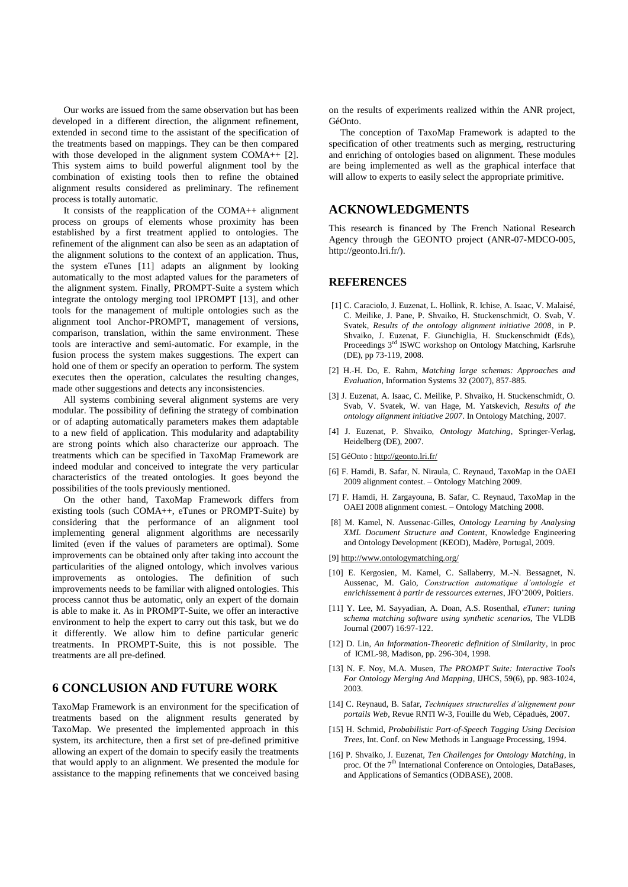Our works are issued from the same observation but has been developed in a different direction, the alignment refinement, extended in second time to the assistant of the specification of the treatments based on mappings. They can be then compared with those developed in the alignment system COMA++ [2]. This system aims to build powerful alignment tool by the combination of existing tools then to refine the obtained alignment results considered as preliminary. The refinement process is totally automatic.

It consists of the reapplication of the COMA++ alignment process on groups of elements whose proximity has been established by a first treatment applied to ontologies. The refinement of the alignment can also be seen as an adaptation of the alignment solutions to the context of an application. Thus, the system eTunes [11] adapts an alignment by looking automatically to the most adapted values for the parameters of the alignment system. Finally, PROMPT-Suite a system which integrate the ontology merging tool IPROMPT [13], and other tools for the management of multiple ontologies such as the alignment tool Anchor-PROMPT, management of versions, comparison, translation, within the same environment. These tools are interactive and semi-automatic. For example, in the fusion process the system makes suggestions. The expert can hold one of them or specify an operation to perform. The system executes then the operation, calculates the resulting changes, made other suggestions and detects any inconsistencies.

All systems combining several alignment systems are very modular. The possibility of defining the strategy of combination or of adapting automatically parameters makes them adaptable to a new field of application. This modularity and adaptability are strong points which also characterize our approach. The treatments which can be specified in TaxoMap Framework are indeed modular and conceived to integrate the very particular characteristics of the treated ontologies. It goes beyond the possibilities of the tools previously mentioned.

On the other hand, TaxoMap Framework differs from existing tools (such COMA++, eTunes or PROMPT-Suite) by considering that the performance of an alignment tool implementing general alignment algorithms are necessarily limited (even if the values of parameters are optimal). Some improvements can be obtained only after taking into account the particularities of the aligned ontology, which involves various improvements as ontologies. The definition of such improvements needs to be familiar with aligned ontologies. This process cannot thus be automatic, only an expert of the domain is able to make it. As in PROMPT-Suite, we offer an interactive environment to help the expert to carry out this task, but we do it differently. We allow him to define particular generic treatments. In PROMPT-Suite, this is not possible. The treatments are all pre-defined.

## 6 CONCLUSION AND FUTURE WORK

TaxoMap Framework is an environment for the specification of treatments based on the alignment results generated by TaxoMap. We presented the implemented approach in this system, its architecture, then a first set of pre-defined primitive allowing an expert of the domain to specify easily the treatments that would apply to an alignment. We presented the module for assistance to the mapping refinements that we conceived basing on the results of experiments realized within the ANR project, GéOnto.

The conception of TaxoMap Framework is adapted to the specification of other treatments such as merging, restructuring and enriching of ontologies based on alignment. These modules are being implemented as well as the graphical interface that will allow to experts to easily select the appropriate primitive.

## ACKNOWLEDGMENTS

This research is financed by The French National Research Agency through the GEONTO project (ANR-07-MDCO-005, http://geonto.lri.fr/).

## REFERENCES

[1] C. Caraciolo, J. Euzenat, L. Hollink, R. Ichise, A. Isaac, V. Malaisé, C. Meilike, J. Pane, P. Shvaiko, H. Stuckenschmidt, O. Svab, V. Svatek, *Results of the ontology alignment initiative 2008*, in P. Shvaiko, J. Euzenat, F. Giunchiglia, H. Stuckenschmidt (Eds), Proceedings 3rd ISWC workshop on Ontology Matching, Karlsruhe (DE), pp 73-119, 2008.

[2] H.-H. Do, E. Rahm, *Matching large schemas: Approaches and Evaluation*, Information Systems 32 (2007), 857-885.

[3] J. Euzenat, A. Isaac, C. Meilike, P. Shvaiko, H. Stuckenschmidt, O. Svab, V. Svatek, W. van Hage, M. Yatskevich, *Results of the ontology alignment initiative 2007*. In Ontology Matching, 2007.

[4] J. Euzenat, P. Shvaiko, *Ontology Matching*, Springer-Verlag, Heidelberg (DE), 2007.

[5] GéOnto : http://geonto.lri.fr/

[6] F. Hamdi, B. Safar, N. Niraula, C. Reynaud, TaxoMap in the OAEI 2009 alignment contest. – Ontology Matching 2009.

[7] F. Hamdi, H. Zargayouna, B. Safar, C. Reynaud, TaxoMap in the OAEI 2008 alignment contest. – Ontology Matching 2008.

[8] M. Kamel, N. Aussenac-Gilles, *Ontology Learning by Analysing XML Document Structure and Content*, Knowledge Engineering and Ontology Development (KEOD), Madère, Portugal, 2009.

[9] http://www.ontologymatching.org/

[10] E. Kergosien, M. Kamel, C. Sallaberry, M.-N. Bessagnet, N. Aussenac, M. Gaio, *Construction automatique d'ontologie et enrichissement à partir de ressources externes*, JFO'2009, Poitiers.

[11] Y. Lee, M. Sayyadian, A. Doan, A.S. Rosenthal, *eTuner: tuning schema matching software using synthetic scenarios*, The VLDB Journal (2007) 16:97-122.

[12] D. Lin, *An Information-Theoretic definition of Similarity*, in proc of ICML-98, Madison, pp. 296-304, 1998.

[13] N. F. Noy, M.A. Musen, *The PROMPT Suite: Interactive Tools For Ontology Merging And Mapping*, IJHCS, 59(6), pp. 983-1024, 2003.

[14] C. Reynaud, B. Safar, *Techniques structurelles d'alignement pour portails Web*, Revue RNTI W-3, Fouille du Web, Cépaduès, 2007.

[15] H. Schmid, *Probabilistic Part-of-Speech Tagging Using Decision Trees*, Int. Conf. on New Methods in Language Processing, 1994.

[16] P. Shvaiko, J. Euzenat, *Ten Challenges for Ontology Matching*, in proc. Of the 7th International Conference on Ontologies, DataBases, and Applications of Semantics (ODBASE), 2008.